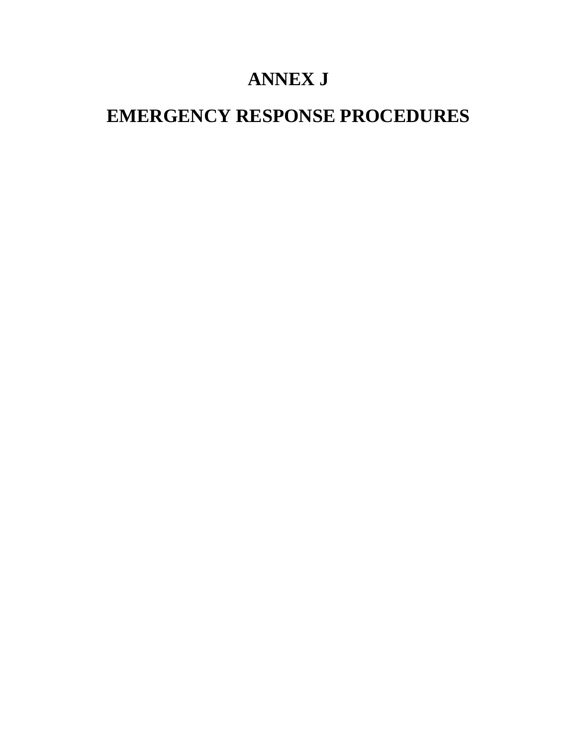# ANNEX J

# EMERGENCY RESPONSE PROCEDURES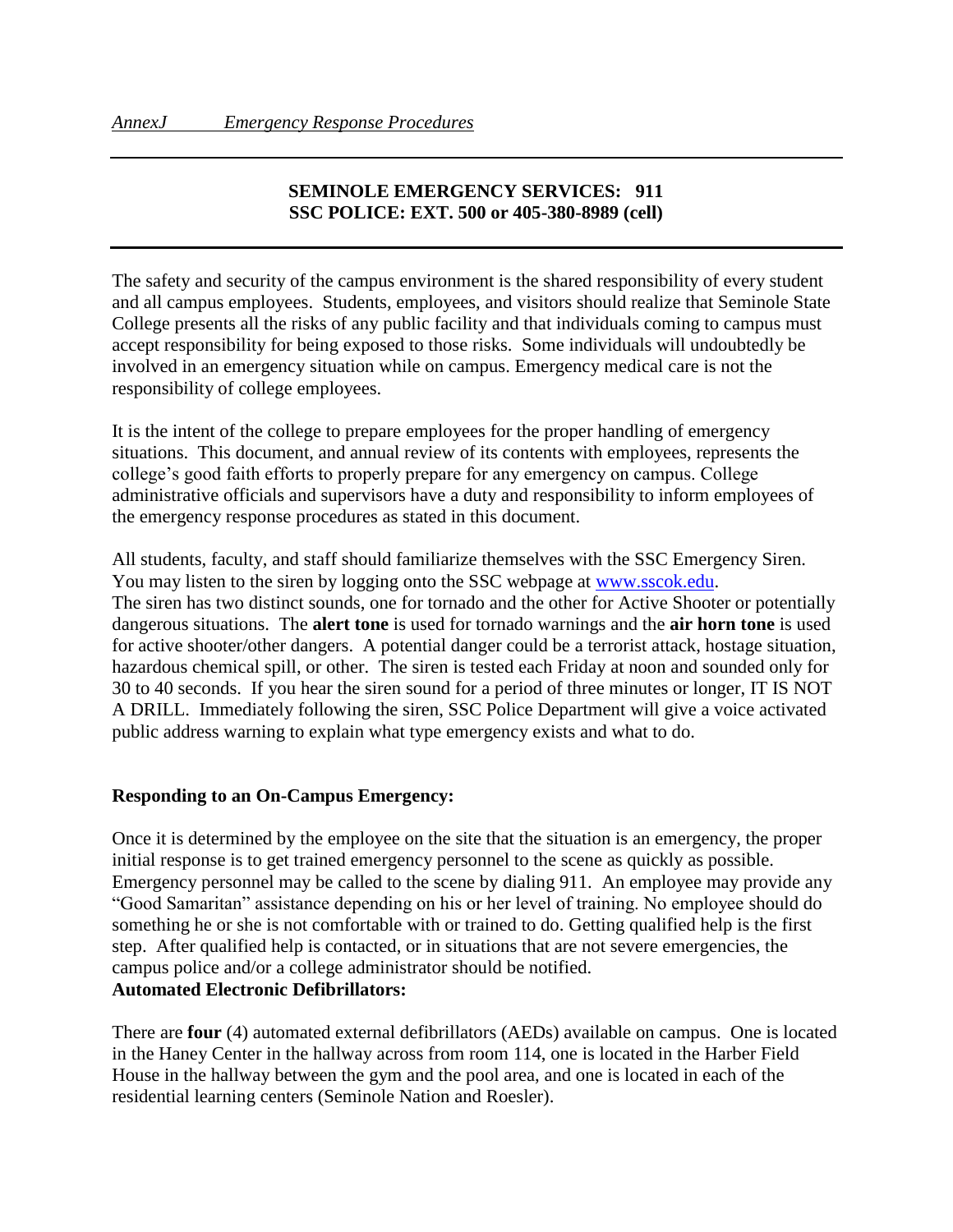*AnnexJ Emergency Response Procedures*

---

**SEMINOLE EMERGENCY SERVICES: 911**
**SSC POLICE: EXT. 500 or 405-380-8989 (cell)**

---

The safety and security of the campus environment is the shared responsibility of every student and all campus employees. Students, employees, and visitors should realize that Seminole State College presents all the risks of any public facility and that individuals coming to campus must accept responsibility for being exposed to those risks. Some individuals will undoubtedly be involved in an emergency situation while on campus. Emergency medical care is not the responsibility of college employees.

It is the intent of the college to prepare employees for the proper handling of emergency situations. This document, and annual review of its contents with employees, represents the college's good faith efforts to properly prepare for any emergency on campus. College administrative officials and supervisors have a duty and responsibility to inform employees of the emergency response procedures as stated in this document.

All students, faculty, and staff should familiarize themselves with the SSC Emergency Siren. You may listen to the siren by logging onto the SSC webpage at [www.sscok.edu](http://www.sscok.edu).
The siren has two distinct sounds, one for tornado and the other for Active Shooter or potentially dangerous situations. The **alert tone** is used for tornado warnings and the **air horn tone** is used for active shooter/other dangers. A potential danger could be a terrorist attack, hostage situation, hazardous chemical spill, or other. The siren is tested each Friday at noon and sounded only for 30 to 40 seconds. If you hear the siren sound for a period of three minutes or longer, IT IS NOT A DRILL. Immediately following the siren, SSC Police Department will give a voice activated public address warning to explain what type emergency exists and what to do.

**Responding to an On-Campus Emergency:**

Once it is determined by the employee on the site that the situation is an emergency, the proper initial response is to get trained emergency personnel to the scene as quickly as possible. Emergency personnel may be called to the scene by dialing 911. An employee may provide any "Good Samaritan" assistance depending on his or her level of training. No employee should do something he or she is not comfortable with or trained to do. Getting qualified help is the first step. After qualified help is contacted, or in situations that are not severe emergencies, the campus police and/or a college administrator should be notified.

**Automated Electronic Defibrillators:**

There are **four** (4) automated external defibrillators (AEDs) available on campus. One is located in the Haney Center in the hallway across from room 114, one is located in the Harber Field House in the hallway between the gym and the pool area, and one is located in each of the residential learning centers (Seminole Nation and Roesler).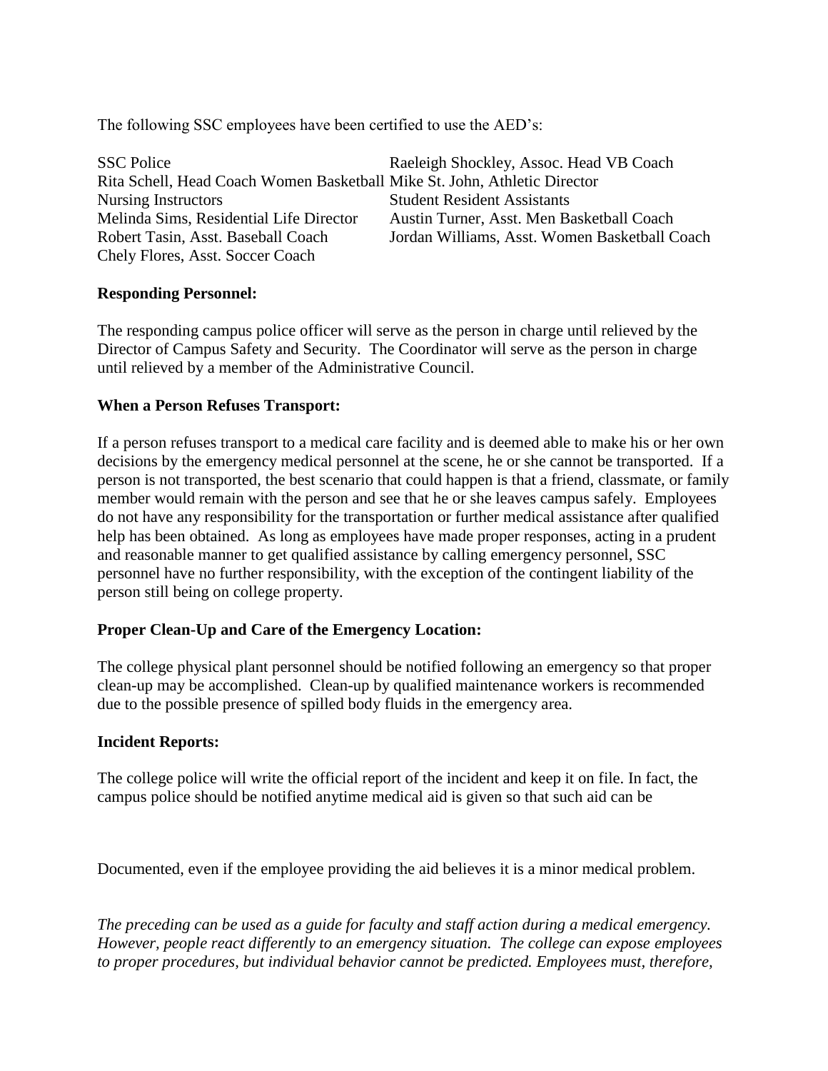The following SSC employees have been certified to use the AED's:

- SSC Police
- Rita Schell, Head Coach Women Basketball
- Nursing Instructors
- Melinda Sims, Residential Life Director
- Robert Tasin, Asst. Baseball Coach
- Chely Flores, Asst. Soccer Coach
- Raeleigh Shockley, Assoc. Head VB Coach
- Mike St. John, Athletic Director
- Student Resident Assistants
- Austin Turner, Asst. Men Basketball Coach
- Jordan Williams, Asst. Women Basketball Coach

**Responding Personnel:**

The responding campus police officer will serve as the person in charge until relieved by the Director of Campus Safety and Security. The Coordinator will serve as the person in charge until relieved by a member of the Administrative Council.

**When a Person Refuses Transport:**

If a person refuses transport to a medical care facility and is deemed able to make his or her own decisions by the emergency medical personnel at the scene, he or she cannot be transported. If a person is not transported, the best scenario that could happen is that a friend, classmate, or family member would remain with the person and see that he or she leaves campus safely. Employees do not have any responsibility for the transportation or further medical assistance after qualified help has been obtained. As long as employees have made proper responses, acting in a prudent and reasonable manner to get qualified assistance by calling emergency personnel, SSC personnel have no further responsibility, with the exception of the contingent liability of the person still being on college property.

**Proper Clean-Up and Care of the Emergency Location:**

The college physical plant personnel should be notified following an emergency so that proper clean-up may be accomplished. Clean-up by qualified maintenance workers is recommended due to the possible presence of spilled body fluids in the emergency area.

**Incident Reports:**

The college police will write the official report of the incident and keep it on file. In fact, the campus police should be notified anytime medical aid is given so that such aid can be

Documented, even if the employee providing the aid believes it is a minor medical problem.

*The preceding can be used as a guide for faculty and staff action during a medical emergency. However, people react differently to an emergency situation. The college can expose employees to proper procedures, but individual behavior cannot be predicted. Employees must, therefore,*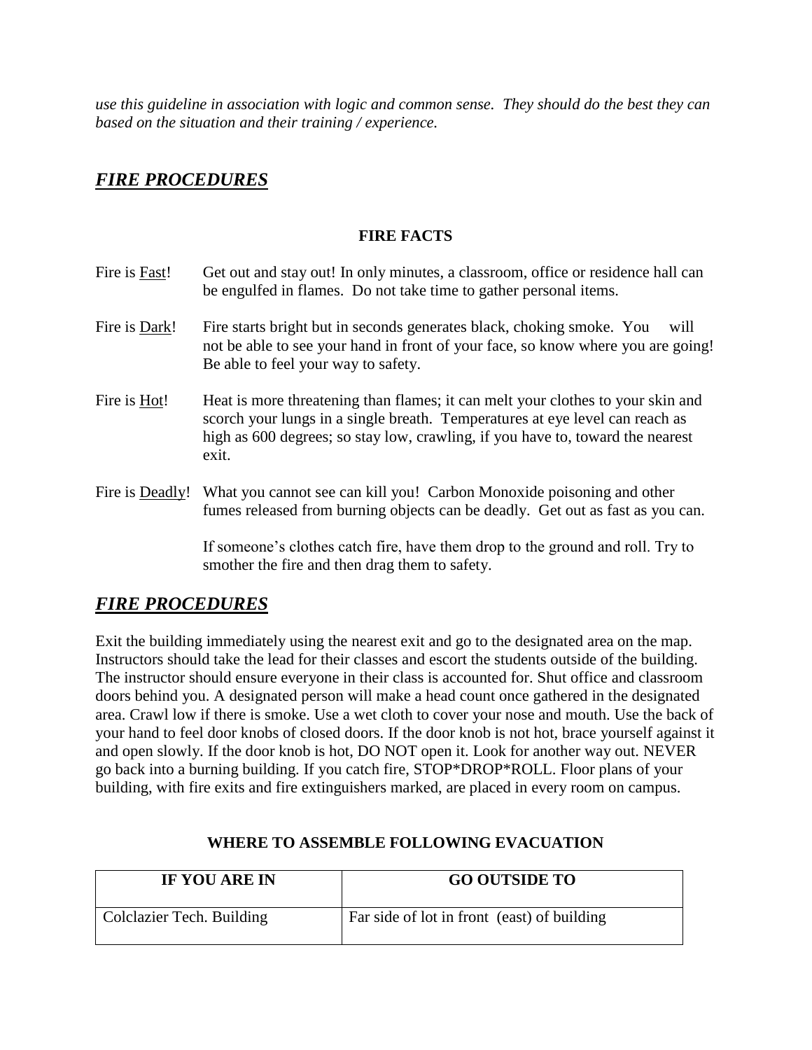*use this guideline in association with logic and common sense. They should do the best they can based on the situation and their training / experience.*

## ***FIRE PROCEDURES***

### FIRE FACTS

Fire is Fast! Get out and stay out! In only minutes, a classroom, office or residence hall can be engulfed in flames. Do not take time to gather personal items.

Fire is Dark! Fire starts bright but in seconds generates black, choking smoke. You will not be able to see your hand in front of your face, so know where you are going! Be able to feel your way to safety.

Fire is Hot! Heat is more threatening than flames; it can melt your clothes to your skin and scorch your lungs in a single breath. Temperatures at eye level can reach as high as 600 degrees; so stay low, crawling, if you have to, toward the nearest exit.

Fire is Deadly! What you cannot see can kill you! Carbon Monoxide poisoning and other fumes released from burning objects can be deadly. Get out as fast as you can.

If someone's clothes catch fire, have them drop to the ground and roll. Try to smother the fire and then drag them to safety.

## ***FIRE PROCEDURES***

Exit the building immediately using the nearest exit and go to the designated area on the map. Instructors should take the lead for their classes and escort the students outside of the building. The instructor should ensure everyone in their class is accounted for. Shut office and classroom doors behind you. A designated person will make a head count once gathered in the designated area. Crawl low if there is smoke. Use a wet cloth to cover your nose and mouth. Use the back of your hand to feel door knobs of closed doors. If the door knob is not hot, brace yourself against it and open slowly. If the door knob is hot, DO NOT open it. Look for another way out. NEVER go back into a burning building. If you catch fire, STOP*DROP*ROLL. Floor plans of your building, with fire exits and fire extinguishers marked, are placed in every room on campus.

### WHERE TO ASSEMBLE FOLLOWING EVACUATION

| IF YOU ARE IN | GO OUTSIDE TO |
|---|---|
| Colclazier Tech. Building | Far side of lot in front (east) of building |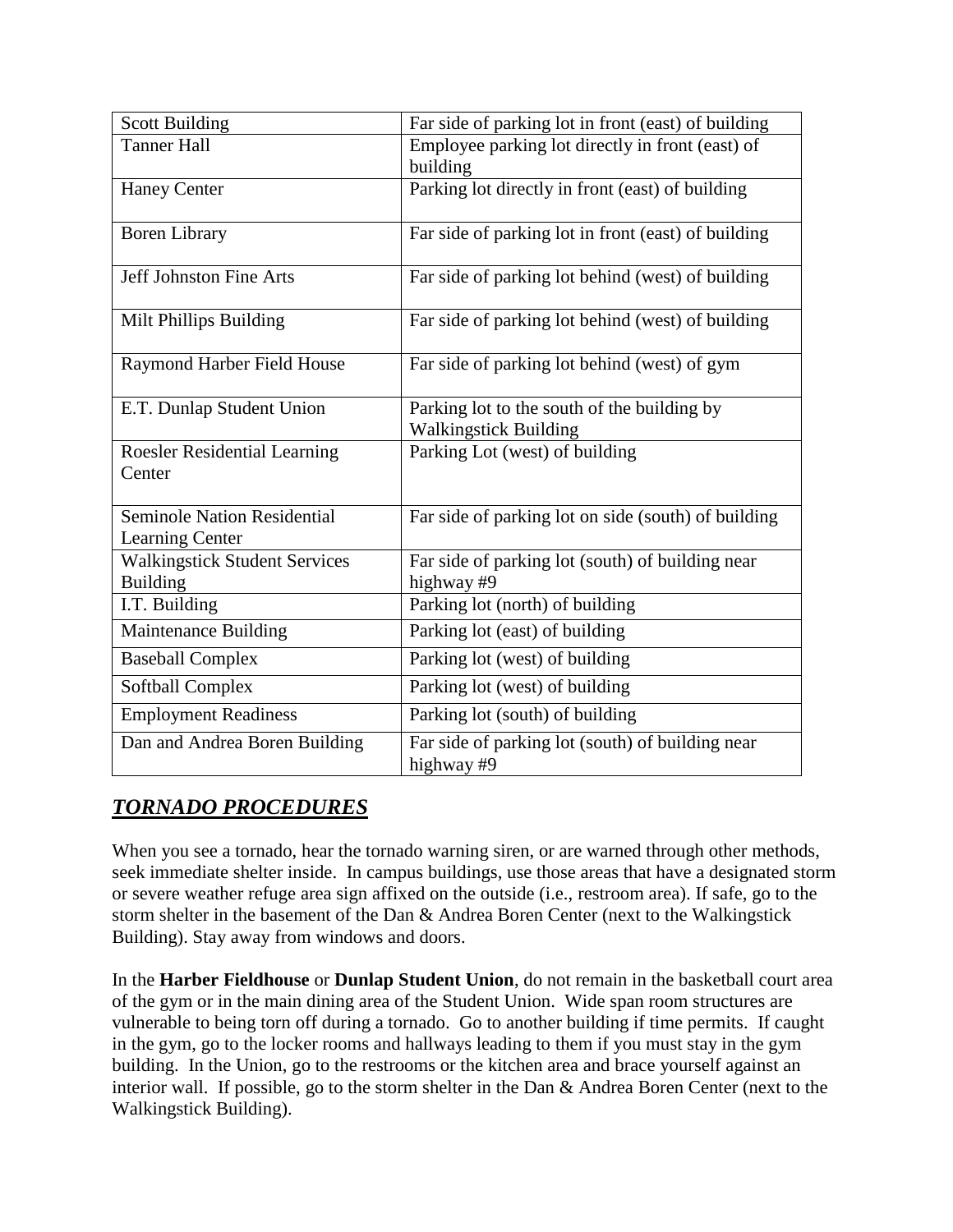| Scott Building | Far side of parking lot in front (east) of building |
|---|---|
| Tanner Hall | Employee parking lot directly in front (east) of building |
| Haney Center | Parking lot directly in front (east) of building |
| Boren Library | Far side of parking lot in front (east) of building |
| Jeff Johnston Fine Arts | Far side of parking lot behind (west) of building |
| Milt Phillips Building | Far side of parking lot behind (west) of building |
| Raymond Harber Field House | Far side of parking lot behind (west) of gym |
| E.T. Dunlap Student Union | Parking lot to the south of the building by Walkingstick Building |
| Roesler Residential Learning Center | Parking Lot (west) of building |
| Seminole Nation Residential Learning Center | Far side of parking lot on side (south) of building |
| Walkingstick Student Services Building | Far side of parking lot (south) of building near highway #9 |
| I.T. Building | Parking lot (north) of building |
| Maintenance Building | Parking lot (east) of building |
| Baseball Complex | Parking lot (west) of building |
| Softball Complex | Parking lot (west) of building |
| Employment Readiness | Parking lot (south) of building |
| Dan and Andrea Boren Building | Far side of parking lot (south) of building near highway #9 |

## ***TORNADO PROCEDURES***

When you see a tornado, hear the tornado warning siren, or are warned through other methods, seek immediate shelter inside. In campus buildings, use those areas that have a designated storm or severe weather refuge area sign affixed on the outside (i.e., restroom area). If safe, go to the storm shelter in the basement of the Dan & Andrea Boren Center (next to the Walkingstick Building). Stay away from windows and doors.

In the **Harber Fieldhouse** or **Dunlap Student Union**, do not remain in the basketball court area of the gym or in the main dining area of the Student Union. Wide span room structures are vulnerable to being torn off during a tornado. Go to another building if time permits. If caught in the gym, go to the locker rooms and hallways leading to them if you must stay in the gym building. In the Union, go to the restrooms or the kitchen area and brace yourself against an interior wall. If possible, go to the storm shelter in the Dan & Andrea Boren Center (next to the Walkingstick Building).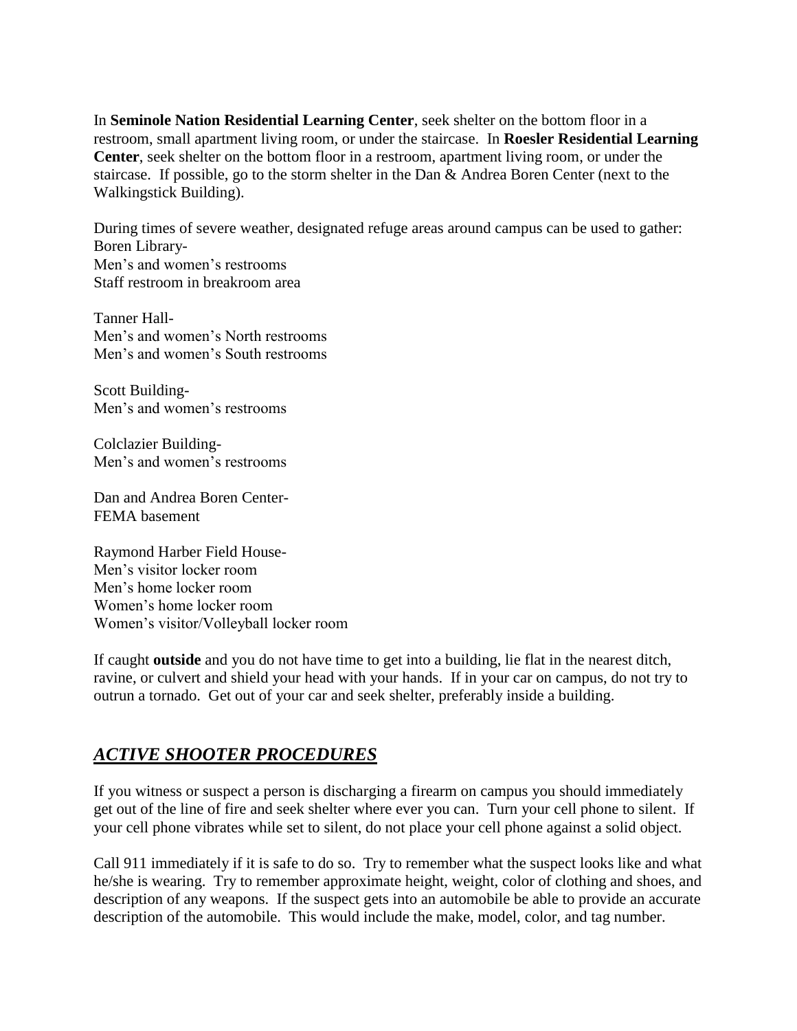In **Seminole Nation Residential Learning Center**, seek shelter on the bottom floor in a restroom, small apartment living room, or under the staircase. In **Roesler Residential Learning Center**, seek shelter on the bottom floor in a restroom, apartment living room, or under the staircase. If possible, go to the storm shelter in the Dan & Andrea Boren Center (next to the Walkingstick Building).

During times of severe weather, designated refuge areas around campus can be used to gather:
Boren Library-
Men's and women's restrooms
Staff restroom in breakroom area

Tanner Hall-
Men's and women's North restrooms
Men's and women's South restrooms

Scott Building-
Men's and women's restrooms

Colclazier Building-
Men's and women's restrooms

Dan and Andrea Boren Center-
FEMA basement

Raymond Harber Field House-
Men's visitor locker room
Men's home locker room
Women's home locker room
Women's visitor/Volleyball locker room

If caught **outside** and you do not have time to get into a building, lie flat in the nearest ditch, ravine, or culvert and shield your head with your hands. If in your car on campus, do not try to outrun a tornado. Get out of your car and seek shelter, preferably inside a building.

## ***ACTIVE SHOOTER PROCEDURES***

If you witness or suspect a person is discharging a firearm on campus you should immediately get out of the line of fire and seek shelter where ever you can. Turn your cell phone to silent. If your cell phone vibrates while set to silent, do not place your cell phone against a solid object.

Call 911 immediately if it is safe to do so. Try to remember what the suspect looks like and what he/she is wearing. Try to remember approximate height, weight, color of clothing and shoes, and description of any weapons. If the suspect gets into an automobile be able to provide an accurate description of the automobile. This would include the make, model, color, and tag number.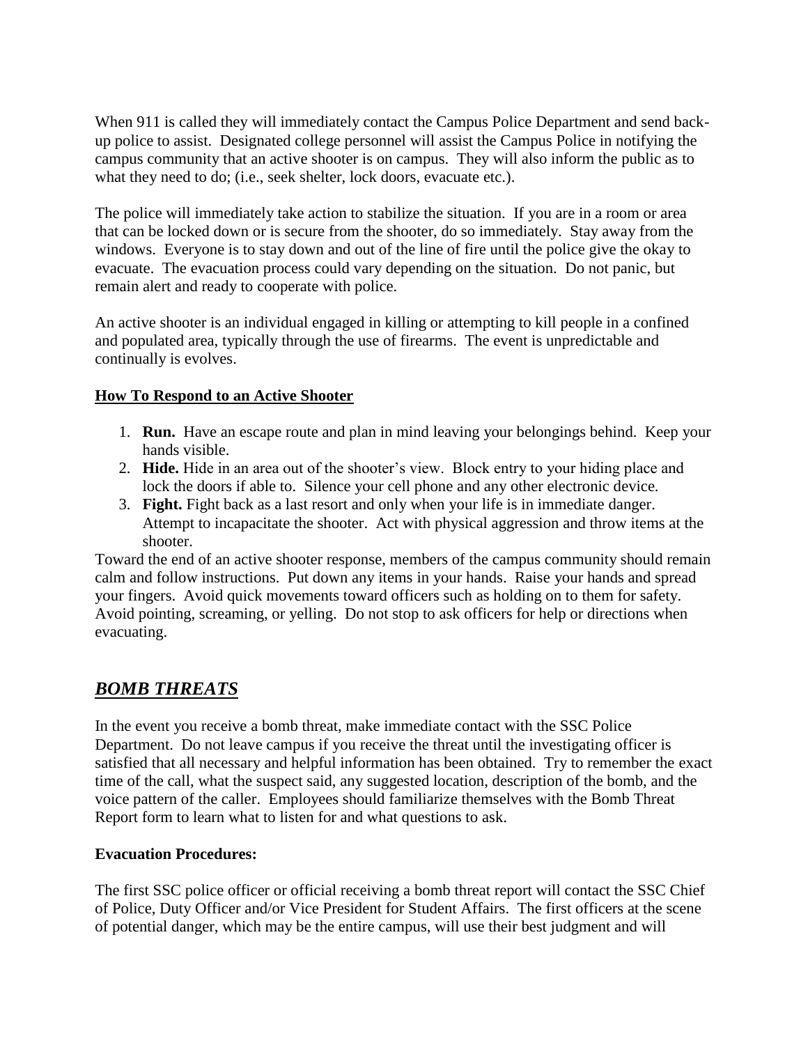When 911 is called they will immediately contact the Campus Police Department and send back-up police to assist. Designated college personnel will assist the Campus Police in notifying the campus community that an active shooter is on campus. They will also inform the public as to what they need to do; (i.e., seek shelter, lock doors, evacuate etc.).

The police will immediately take action to stabilize the situation. If you are in a room or area that can be locked down or is secure from the shooter, do so immediately. Stay away from the windows. Everyone is to stay down and out of the line of fire until the police give the okay to evacuate. The evacuation process could vary depending on the situation. Do not panic, but remain alert and ready to cooperate with police.

An active shooter is an individual engaged in killing or attempting to kill people in a confined and populated area, typically through the use of firearms. The event is unpredictable and continually is evolves.

**How To Respond to an Active Shooter**

1. **Run.** Have an escape route and plan in mind leaving your belongings behind. Keep your hands visible.
2. **Hide.** Hide in an area out of the shooter's view. Block entry to your hiding place and lock the doors if able to. Silence your cell phone and any other electronic device.
3. **Fight.** Fight back as a last resort and only when your life is in immediate danger. Attempt to incapacitate the shooter. Act with physical aggression and throw items at the shooter.

Toward the end of an active shooter response, members of the campus community should remain calm and follow instructions. Put down any items in your hands. Raise your hands and spread your fingers. Avoid quick movements toward officers such as holding on to them for safety. Avoid pointing, screaming, or yelling. Do not stop to ask officers for help or directions when evacuating.

## ***BOMB THREATS***

In the event you receive a bomb threat, make immediate contact with the SSC Police Department. Do not leave campus if you receive the threat until the investigating officer is satisfied that all necessary and helpful information has been obtained. Try to remember the exact time of the call, what the suspect said, any suggested location, description of the bomb, and the voice pattern of the caller. Employees should familiarize themselves with the Bomb Threat Report form to learn what to listen for and what questions to ask.

**Evacuation Procedures:**

The first SSC police officer or official receiving a bomb threat report will contact the SSC Chief of Police, Duty Officer and/or Vice President for Student Affairs. The first officers at the scene of potential danger, which may be the entire campus, will use their best judgment and will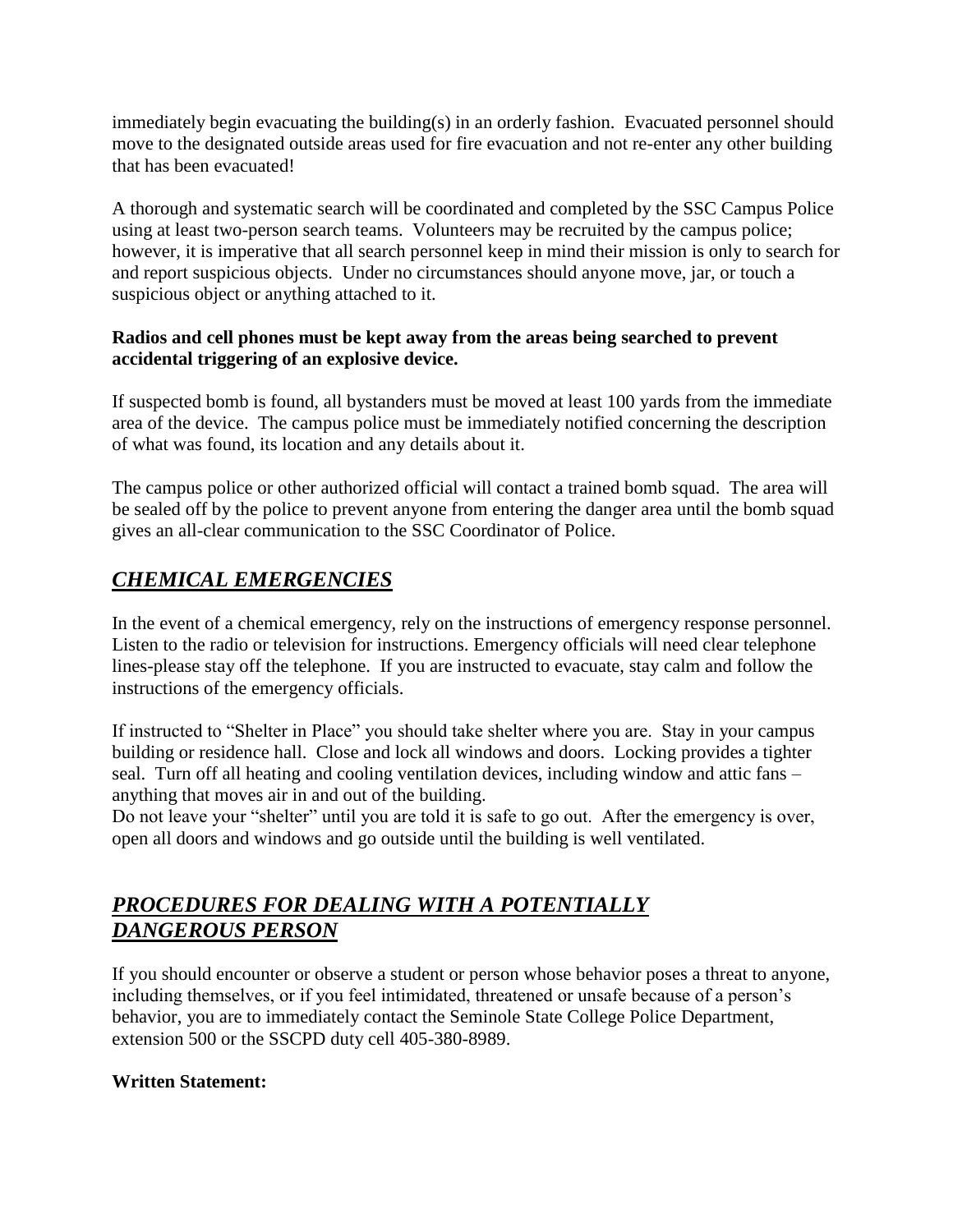immediately begin evacuating the building(s) in an orderly fashion. Evacuated personnel should move to the designated outside areas used for fire evacuation and not re-enter any other building that has been evacuated!

A thorough and systematic search will be coordinated and completed by the SSC Campus Police using at least two-person search teams. Volunteers may be recruited by the campus police; however, it is imperative that all search personnel keep in mind their mission is only to search for and report suspicious objects. Under no circumstances should anyone move, jar, or touch a suspicious object or anything attached to it.

**Radios and cell phones must be kept away from the areas being searched to prevent accidental triggering of an explosive device.**

If suspected bomb is found, all bystanders must be moved at least 100 yards from the immediate area of the device. The campus police must be immediately notified concerning the description of what was found, its location and any details about it.

The campus police or other authorized official will contact a trained bomb squad. The area will be sealed off by the police to prevent anyone from entering the danger area until the bomb squad gives an all-clear communication to the SSC Coordinator of Police.

## *CHEMICAL EMERGENCIES*

In the event of a chemical emergency, rely on the instructions of emergency response personnel. Listen to the radio or television for instructions. Emergency officials will need clear telephone lines-please stay off the telephone. If you are instructed to evacuate, stay calm and follow the instructions of the emergency officials.

If instructed to "Shelter in Place" you should take shelter where you are. Stay in your campus building or residence hall. Close and lock all windows and doors. Locking provides a tighter seal. Turn off all heating and cooling ventilation devices, including window and attic fans – anything that moves air in and out of the building.
Do not leave your "shelter" until you are told it is safe to go out. After the emergency is over, open all doors and windows and go outside until the building is well ventilated.

## *PROCEDURES FOR DEALING WITH A POTENTIALLY DANGEROUS PERSON*

If you should encounter or observe a student or person whose behavior poses a threat to anyone, including themselves, or if you feel intimidated, threatened or unsafe because of a person's behavior, you are to immediately contact the Seminole State College Police Department, extension 500 or the SSCPD duty cell 405-380-8989.

**Written Statement:**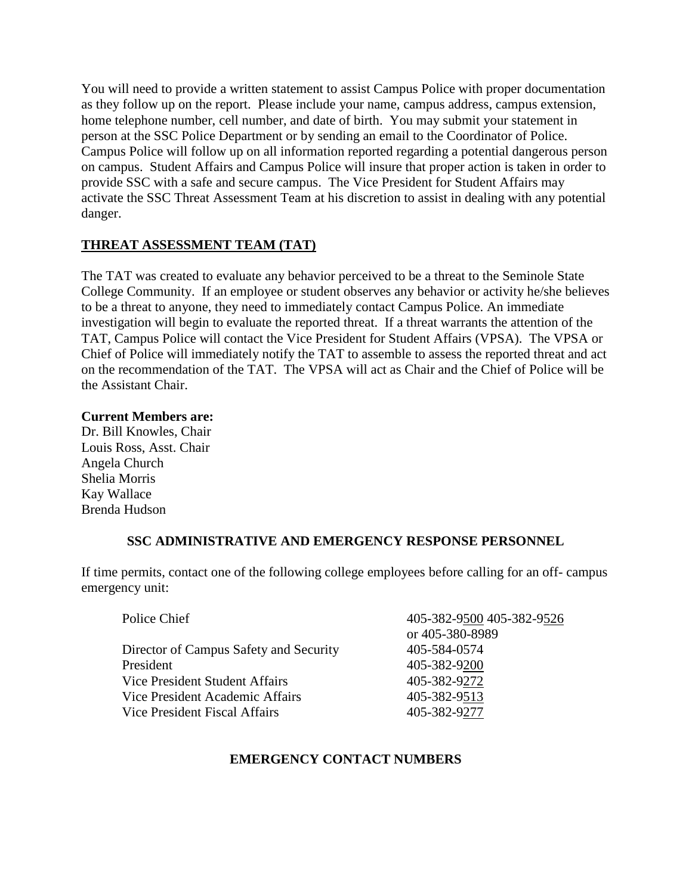You will need to provide a written statement to assist Campus Police with proper documentation as they follow up on the report. Please include your name, campus address, campus extension, home telephone number, cell number, and date of birth. You may submit your statement in person at the SSC Police Department or by sending an email to the Coordinator of Police. Campus Police will follow up on all information reported regarding a potential dangerous person on campus. Student Affairs and Campus Police will insure that proper action is taken in order to provide SSC with a safe and secure campus. The Vice President for Student Affairs may activate the SSC Threat Assessment Team at his discretion to assist in dealing with any potential danger.

## THREAT ASSESSMENT TEAM (TAT)

The TAT was created to evaluate any behavior perceived to be a threat to the Seminole State College Community. If an employee or student observes any behavior or activity he/she believes to be a threat to anyone, they need to immediately contact Campus Police. An immediate investigation will begin to evaluate the reported threat. If a threat warrants the attention of the TAT, Campus Police will contact the Vice President for Student Affairs (VPSA). The VPSA or Chief of Police will immediately notify the TAT to assemble to assess the reported threat and act on the recommendation of the TAT. The VPSA will act as Chair and the Chief of Police will be the Assistant Chair.

**Current Members are:**
Dr. Bill Knowles, Chair
Louis Ross, Asst. Chair
Angela Church
Shelia Morris
Kay Wallace
Brenda Hudson

## SSC ADMINISTRATIVE AND EMERGENCY RESPONSE PERSONNEL

If time permits, contact one of the following college employees before calling for an off- campus emergency unit:

| | |
|---|---|
| Police Chief | 405-382-9500 405-382-9526 or 405-380-8989 |
| Director of Campus Safety and Security | 405-584-0574 |
| President | 405-382-9200 |
| Vice President Student Affairs | 405-382-9272 |
| Vice President Academic Affairs | 405-382-9513 |
| Vice President Fiscal Affairs | 405-382-9277 |

## EMERGENCY CONTACT NUMBERS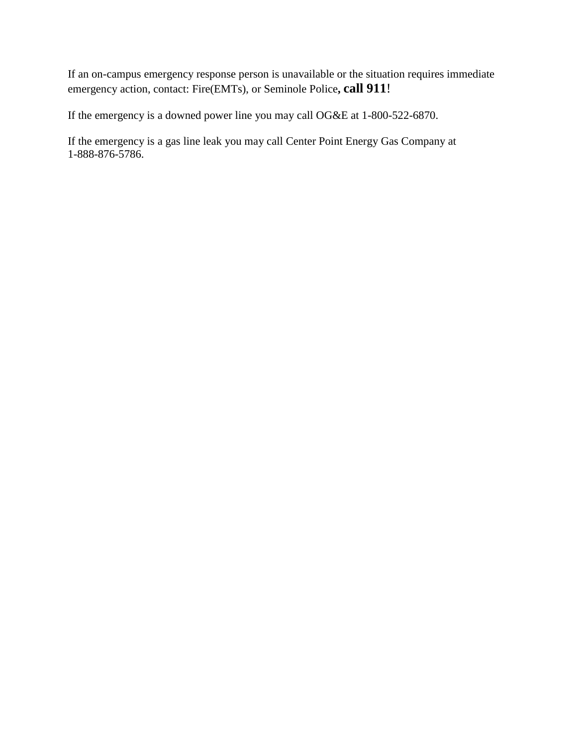If an on-campus emergency response person is unavailable or the situation requires immediate emergency action, contact: Fire(EMTs), or Seminole Police**, call 911**!

If the emergency is a downed power line you may call OG&E at 1-800-522-6870.

If the emergency is a gas line leak you may call Center Point Energy Gas Company at 1-888-876-5786.